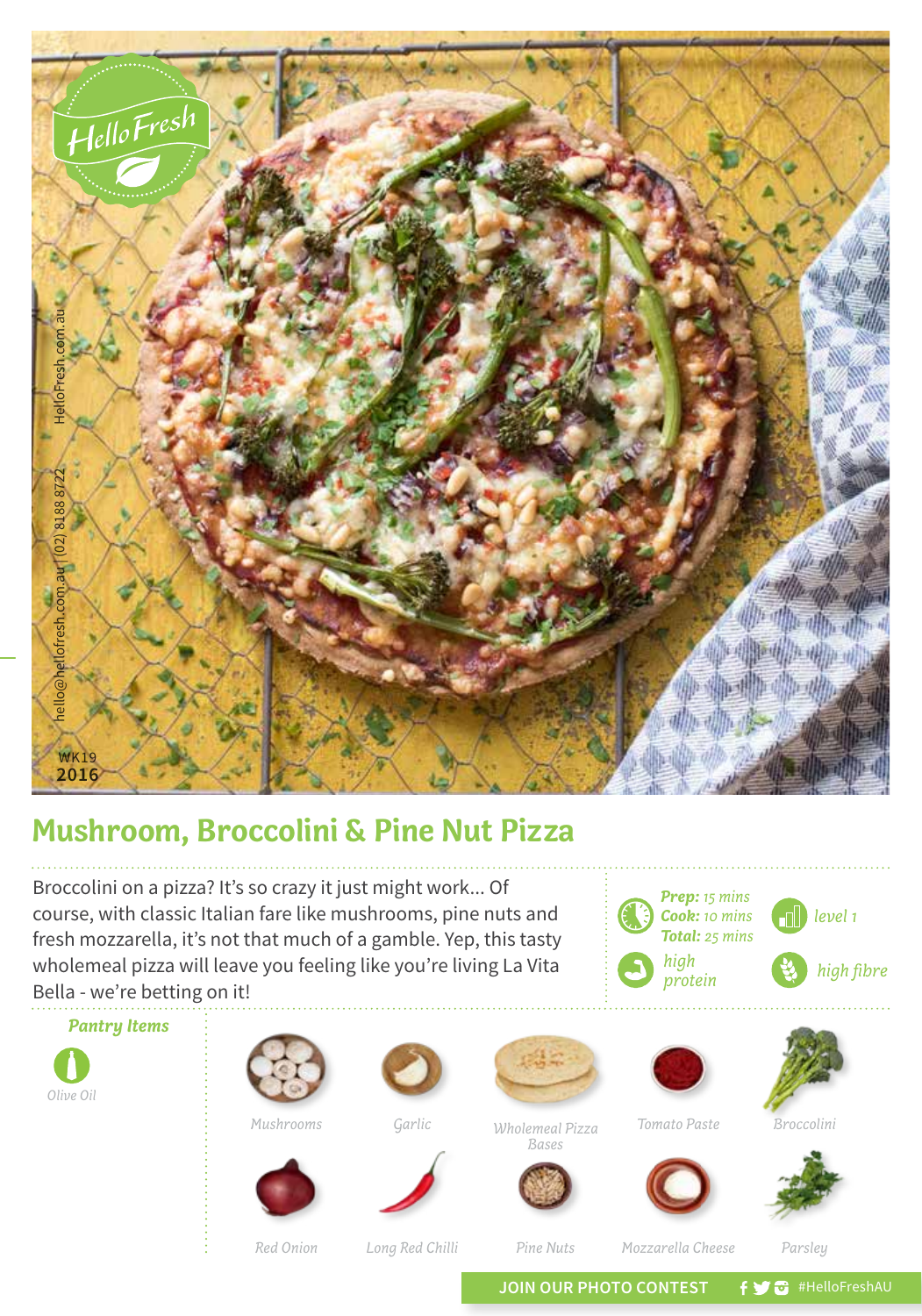HelloFresh

hello@hellofresh.com.au | (02) 8188 8722 HelloFresh.com.au

WK19
2016

# Mushroom, Broccolini & Pine Nut Pizza

Broccolini on a pizza? It's so crazy it just might work... Of course, with classic Italian fare like mushrooms, pine nuts and fresh mozzarella, it's not that much of a gamble. Yep, this tasty wholemeal pizza will leave you feeling like you're living La Vita Bella - we're betting on it!

**Prep:** 15 mins
**Cook:** 10 mins
**Total:** 25 mins

level 1

high protein

high fibre

## Pantry Items

- Olive Oil

## Ingredients

- Mushrooms
- Garlic
- Wholemeal Pizza Bases
- Tomato Paste
- Broccolini
- Red Onion
- Long Red Chilli
- Pine Nuts
- Mozzarella Cheese
- Parsley

JOIN OUR PHOTO CONTEST #HelloFreshAU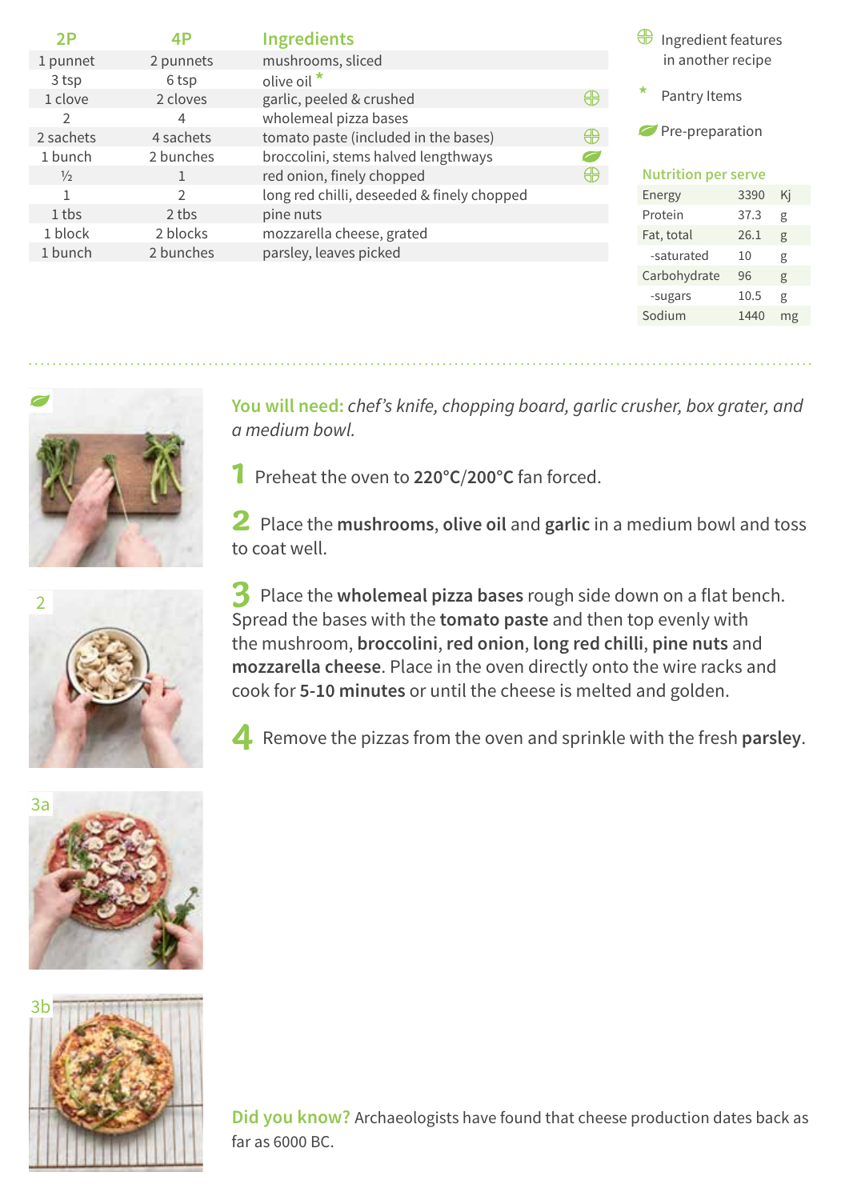| 2P | 4P | Ingredients | |
|---|---|---|---|
| 1 punnet | 2 punnets | mushrooms, sliced | |
| 3 tsp | 6 tsp | olive oil * | |
| 1 clove | 2 cloves | garlic, peeled & crushed | ⊕ |
| 2 | 4 | wholemeal pizza bases | |
| 2 sachets | 4 sachets | tomato paste (included in the bases) | ⊕ |
| 1 bunch | 2 bunches | broccolini, stems halved lengthways | Pre-preparation |
| ½ | 1 | red onion, finely chopped | ⊕ |
| 1 | 2 | long red chilli, deseeded & finely chopped | |
| 1 tbs | 2 tbs | pine nuts | |
| 1 block | 2 blocks | mozzarella cheese, grated | |
| 1 bunch | 2 bunches | parsley, leaves picked | |

⊕ Ingredient features in another recipe

\* Pantry Items

Pre-preparation

**Nutrition per serve**

| | | |
|---|---|---|
| Energy | 3390 | Kj |
| Protein | 37.3 | g |
| Fat, total | 26.1 | g |
| -saturated | 10 | g |
| Carbohydrate | 96 | g |
| -sugars | 10.5 | g |
| Sodium | 1440 | mg |

**You will need:** *chef's knife, chopping board, garlic crusher, box grater, and a medium bowl.*

**1** Preheat the oven to **220°C/200°C** fan forced.

**2** Place the **mushrooms**, **olive oil** and **garlic** in a medium bowl and toss to coat well.

**3** Place the **wholemeal pizza bases** rough side down on a flat bench. Spread the bases with the **tomato paste** and then top evenly with the mushroom, **broccolini**, **red onion**, **long red chilli**, **pine nuts** and **mozzarella cheese**. Place in the oven directly onto the wire racks and cook for **5-10 minutes** or until the cheese is melted and golden.

**4** Remove the pizzas from the oven and sprinkle with the fresh **parsley**.

2

3a

3b

**Did you know?** Archaeologists have found that cheese production dates back as far as 6000 BC.